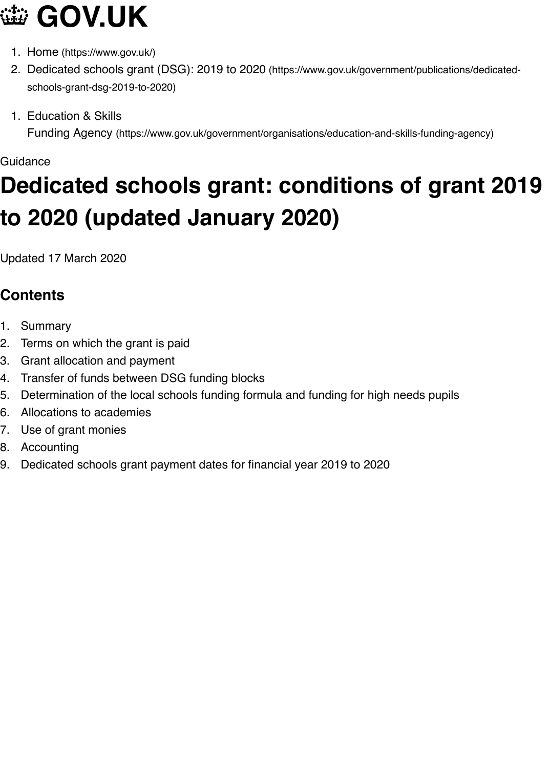# GOV.UK

1. Home (https://www.gov.uk/)
2. Dedicated schools grant (DSG): 2019 to 2020 (https://www.gov.uk/government/publications/dedicated-schools-grant-dsg-2019-to-2020)

1. Education & Skills Funding Agency (https://www.gov.uk/government/organisations/education-and-skills-funding-agency)

Guidance

# Dedicated schools grant: conditions of grant 2019 to 2020 (updated January 2020)

Updated 17 March 2020

## Contents

1. Summary
2. Terms on which the grant is paid
3. Grant allocation and payment
4. Transfer of funds between DSG funding blocks
5. Determination of the local schools funding formula and funding for high needs pupils
6. Allocations to academies
7. Use of grant monies
8. Accounting
9. Dedicated schools grant payment dates for financial year 2019 to 2020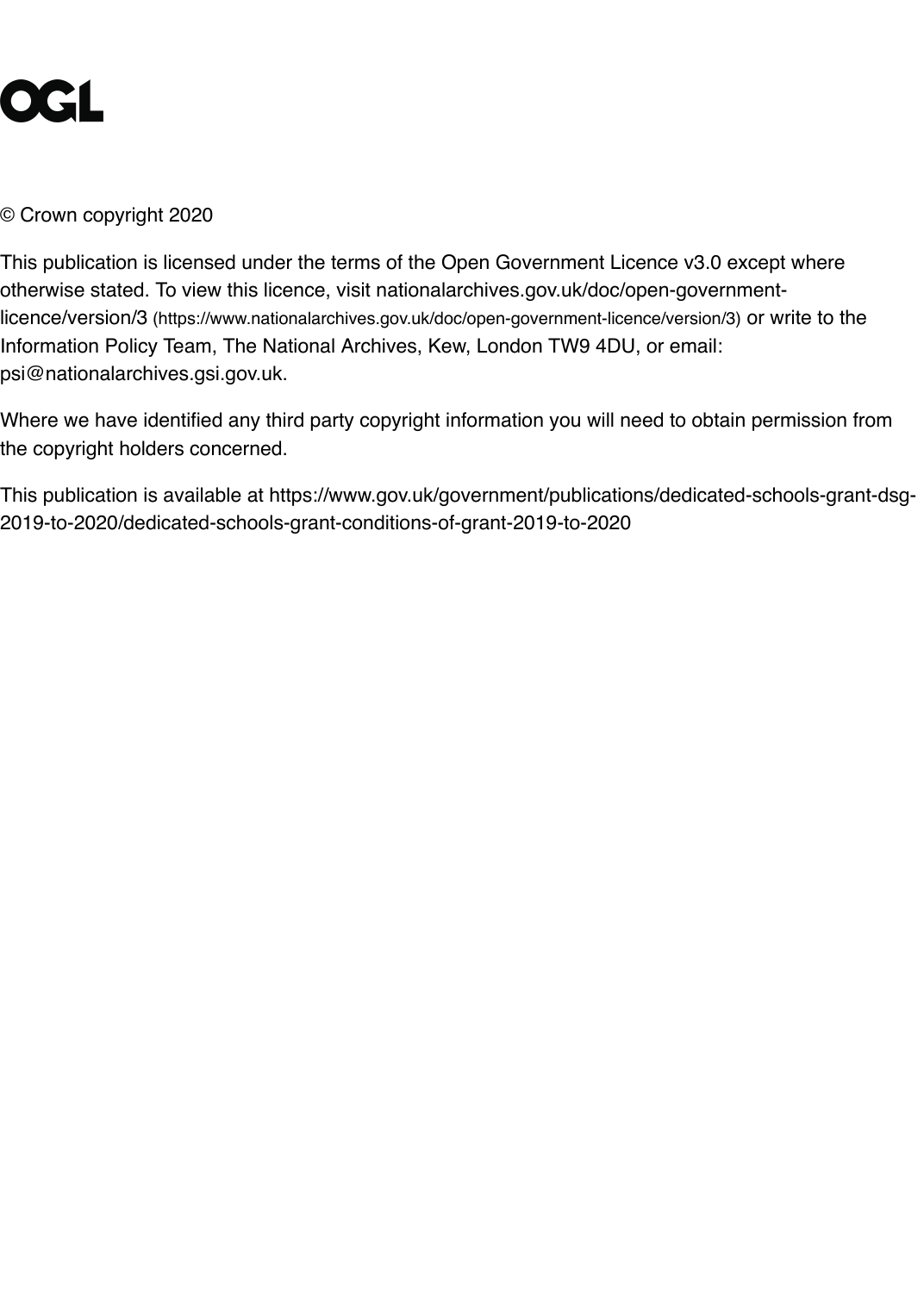OGL

© Crown copyright 2020

This publication is licensed under the terms of the Open Government Licence v3.0 except where otherwise stated. To view this licence, visit nationalarchives.gov.uk/doc/open-government-licence/version/3 (https://www.nationalarchives.gov.uk/doc/open-government-licence/version/3) or write to the Information Policy Team, The National Archives, Kew, London TW9 4DU, or email: psi@nationalarchives.gsi.gov.uk.

Where we have identified any third party copyright information you will need to obtain permission from the copyright holders concerned.

This publication is available at https://www.gov.uk/government/publications/dedicated-schools-grant-dsg-2019-to-2020/dedicated-schools-grant-conditions-of-grant-2019-to-2020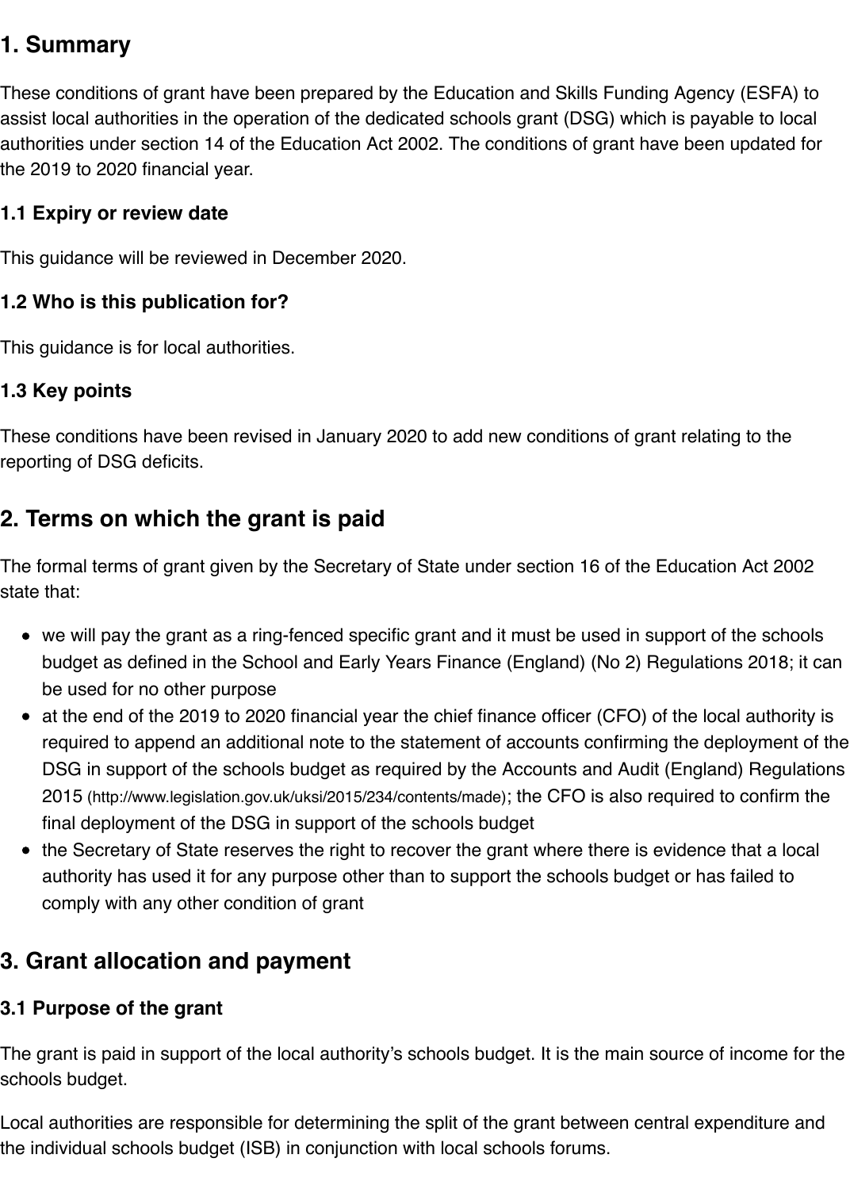## 1. Summary

These conditions of grant have been prepared by the Education and Skills Funding Agency (ESFA) to assist local authorities in the operation of the dedicated schools grant (DSG) which is payable to local authorities under section 14 of the Education Act 2002. The conditions of grant have been updated for the 2019 to 2020 financial year.

### 1.1 Expiry or review date

This guidance will be reviewed in December 2020.

### 1.2 Who is this publication for?

This guidance is for local authorities.

### 1.3 Key points

These conditions have been revised in January 2020 to add new conditions of grant relating to the reporting of DSG deficits.

## 2. Terms on which the grant is paid

The formal terms of grant given by the Secretary of State under section 16 of the Education Act 2002 state that:

- we will pay the grant as a ring-fenced specific grant and it must be used in support of the schools budget as defined in the School and Early Years Finance (England) (No 2) Regulations 2018; it can be used for no other purpose
- at the end of the 2019 to 2020 financial year the chief finance officer (CFO) of the local authority is required to append an additional note to the statement of accounts confirming the deployment of the DSG in support of the schools budget as required by the Accounts and Audit (England) Regulations 2015 (http://www.legislation.gov.uk/uksi/2015/234/contents/made); the CFO is also required to confirm the final deployment of the DSG in support of the schools budget
- the Secretary of State reserves the right to recover the grant where there is evidence that a local authority has used it for any purpose other than to support the schools budget or has failed to comply with any other condition of grant

## 3. Grant allocation and payment

### 3.1 Purpose of the grant

The grant is paid in support of the local authority's schools budget. It is the main source of income for the schools budget.

Local authorities are responsible for determining the split of the grant between central expenditure and the individual schools budget (ISB) in conjunction with local schools forums.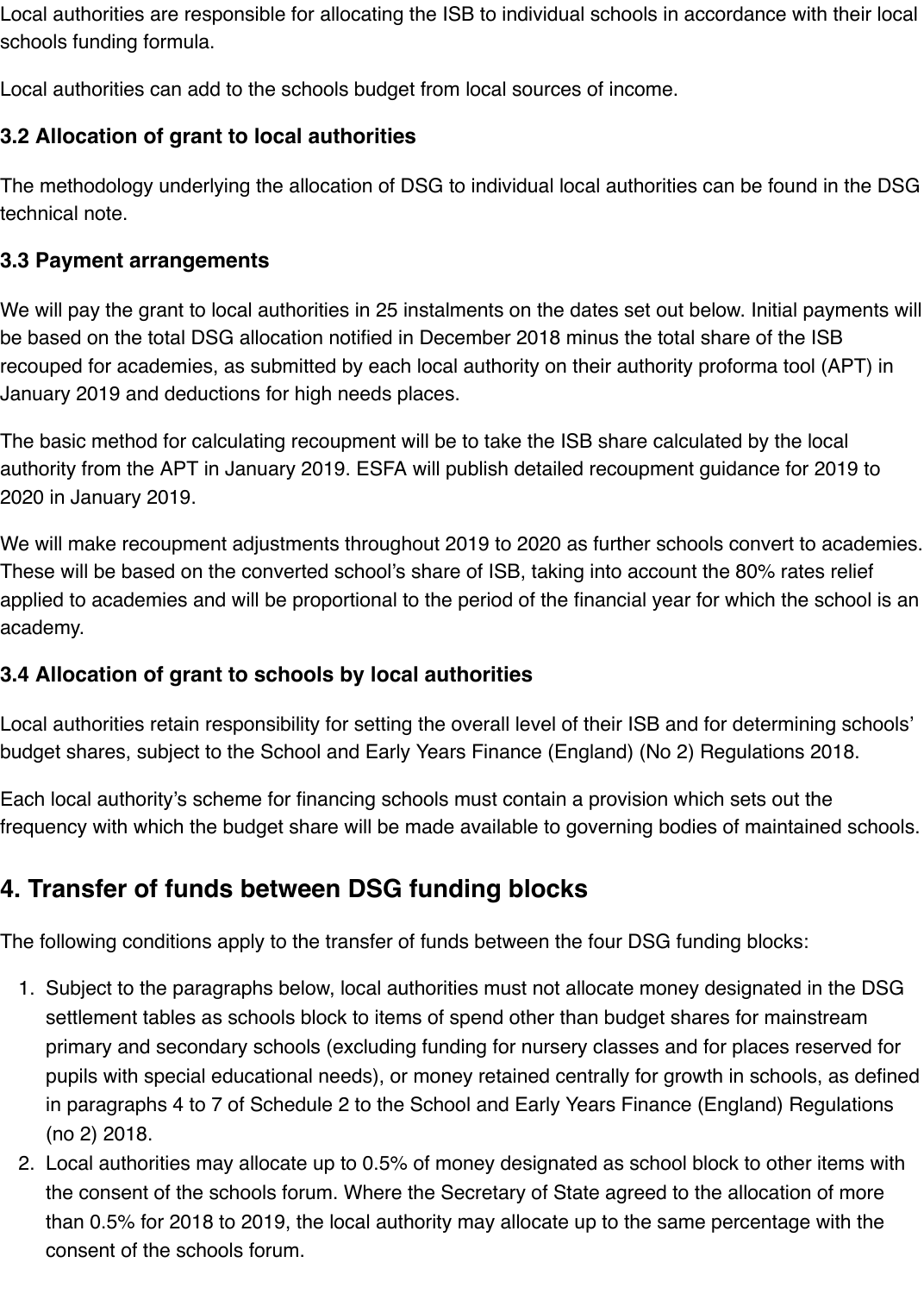Local authorities are responsible for allocating the ISB to individual schools in accordance with their local schools funding formula.

Local authorities can add to the schools budget from local sources of income.

### 3.2 Allocation of grant to local authorities

The methodology underlying the allocation of DSG to individual local authorities can be found in the DSG technical note.

### 3.3 Payment arrangements

We will pay the grant to local authorities in 25 instalments on the dates set out below. Initial payments will be based on the total DSG allocation notified in December 2018 minus the total share of the ISB recouped for academies, as submitted by each local authority on their authority proforma tool (APT) in January 2019 and deductions for high needs places.

The basic method for calculating recoupment will be to take the ISB share calculated by the local authority from the APT in January 2019. ESFA will publish detailed recoupment guidance for 2019 to 2020 in January 2019.

We will make recoupment adjustments throughout 2019 to 2020 as further schools convert to academies. These will be based on the converted school's share of ISB, taking into account the 80% rates relief applied to academies and will be proportional to the period of the financial year for which the school is an academy.

### 3.4 Allocation of grant to schools by local authorities

Local authorities retain responsibility for setting the overall level of their ISB and for determining schools' budget shares, subject to the School and Early Years Finance (England) (No 2) Regulations 2018.

Each local authority's scheme for financing schools must contain a provision which sets out the frequency with which the budget share will be made available to governing bodies of maintained schools.

## 4. Transfer of funds between DSG funding blocks

The following conditions apply to the transfer of funds between the four DSG funding blocks:

1. Subject to the paragraphs below, local authorities must not allocate money designated in the DSG settlement tables as schools block to items of spend other than budget shares for mainstream primary and secondary schools (excluding funding for nursery classes and for places reserved for pupils with special educational needs), or money retained centrally for growth in schools, as defined in paragraphs 4 to 7 of Schedule 2 to the School and Early Years Finance (England) Regulations (no 2) 2018.
2. Local authorities may allocate up to 0.5% of money designated as school block to other items with the consent of the schools forum. Where the Secretary of State agreed to the allocation of more than 0.5% for 2018 to 2019, the local authority may allocate up to the same percentage with the consent of the schools forum.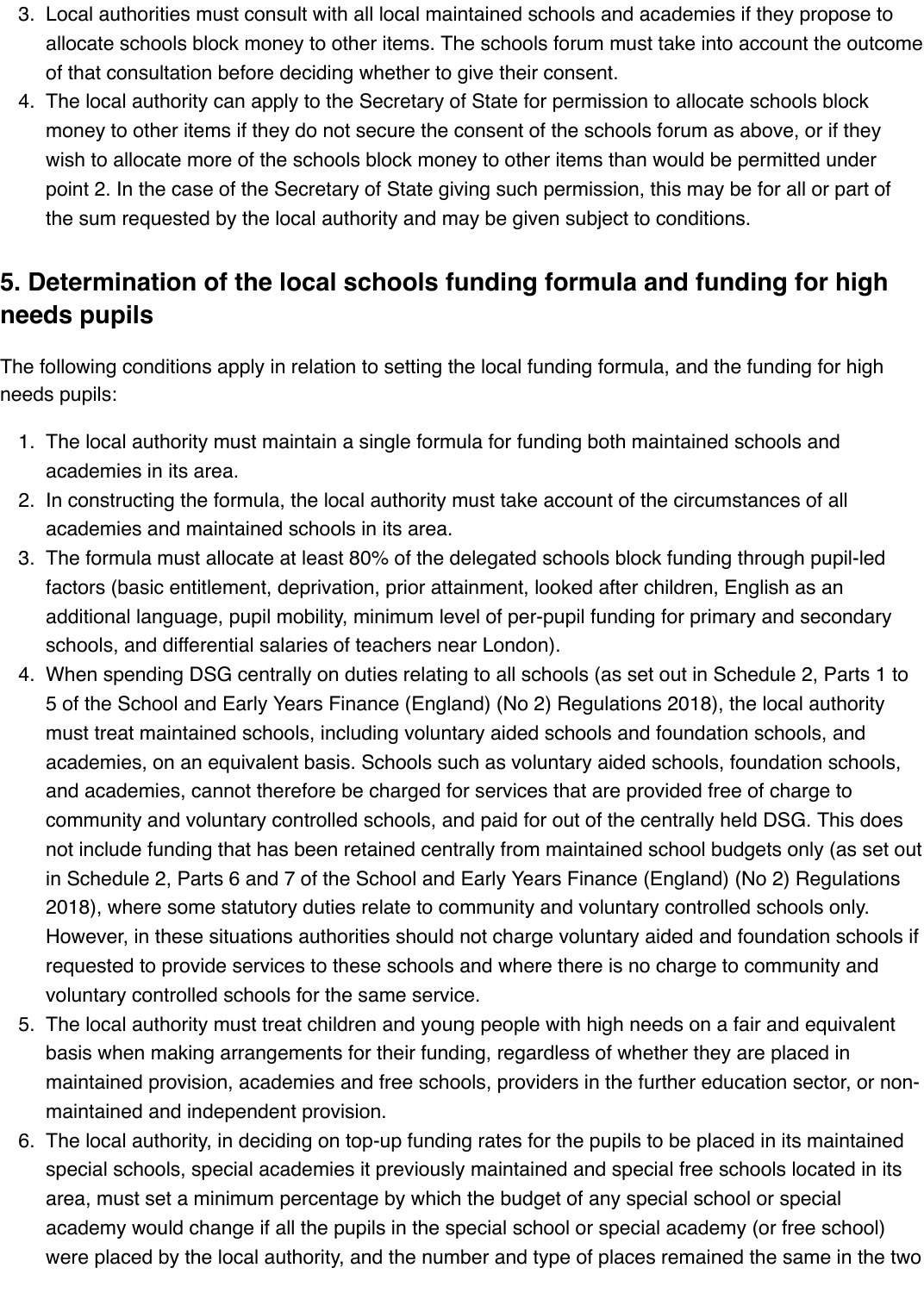3. Local authorities must consult with all local maintained schools and academies if they propose to allocate schools block money to other items. The schools forum must take into account the outcome of that consultation before deciding whether to give their consent.
4. The local authority can apply to the Secretary of State for permission to allocate schools block money to other items if they do not secure the consent of the schools forum as above, or if they wish to allocate more of the schools block money to other items than would be permitted under point 2. In the case of the Secretary of State giving such permission, this may be for all or part of the sum requested by the local authority and may be given subject to conditions.

## 5. Determination of the local schools funding formula and funding for high needs pupils

The following conditions apply in relation to setting the local funding formula, and the funding for high needs pupils:

1. The local authority must maintain a single formula for funding both maintained schools and academies in its area.
2. In constructing the formula, the local authority must take account of the circumstances of all academies and maintained schools in its area.
3. The formula must allocate at least 80% of the delegated schools block funding through pupil-led factors (basic entitlement, deprivation, prior attainment, looked after children, English as an additional language, pupil mobility, minimum level of per-pupil funding for primary and secondary schools, and differential salaries of teachers near London).
4. When spending DSG centrally on duties relating to all schools (as set out in Schedule 2, Parts 1 to 5 of the School and Early Years Finance (England) (No 2) Regulations 2018), the local authority must treat maintained schools, including voluntary aided schools and foundation schools, and academies, on an equivalent basis. Schools such as voluntary aided schools, foundation schools, and academies, cannot therefore be charged for services that are provided free of charge to community and voluntary controlled schools, and paid for out of the centrally held DSG. This does not include funding that has been retained centrally from maintained school budgets only (as set out in Schedule 2, Parts 6 and 7 of the School and Early Years Finance (England) (No 2) Regulations 2018), where some statutory duties relate to community and voluntary controlled schools only. However, in these situations authorities should not charge voluntary aided and foundation schools if requested to provide services to these schools and where there is no charge to community and voluntary controlled schools for the same service.
5. The local authority must treat children and young people with high needs on a fair and equivalent basis when making arrangements for their funding, regardless of whether they are placed in maintained provision, academies and free schools, providers in the further education sector, or non-maintained and independent provision.
6. The local authority, in deciding on top-up funding rates for the pupils to be placed in its maintained special schools, special academies it previously maintained and special free schools located in its area, must set a minimum percentage by which the budget of any special school or special academy would change if all the pupils in the special school or special academy (or free school) were placed by the local authority, and the number and type of places remained the same in the two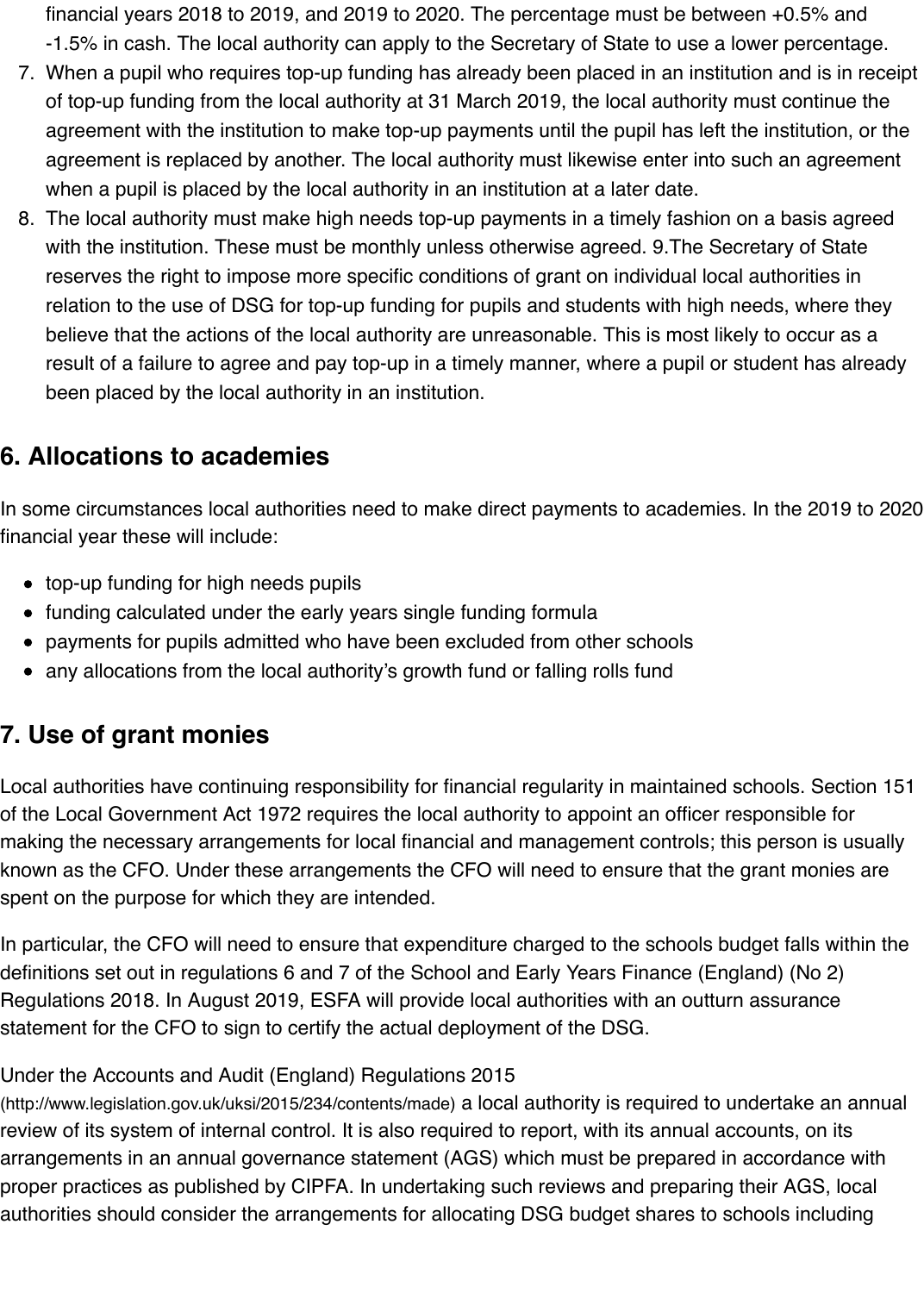financial years 2018 to 2019, and 2019 to 2020. The percentage must be between +0.5% and -1.5% in cash. The local authority can apply to the Secretary of State to use a lower percentage.

7. When a pupil who requires top-up funding has already been placed in an institution and is in receipt of top-up funding from the local authority at 31 March 2019, the local authority must continue the agreement with the institution to make top-up payments until the pupil has left the institution, or the agreement is replaced by another. The local authority must likewise enter into such an agreement when a pupil is placed by the local authority in an institution at a later date.
8. The local authority must make high needs top-up payments in a timely fashion on a basis agreed with the institution. These must be monthly unless otherwise agreed. 9.The Secretary of State reserves the right to impose more specific conditions of grant on individual local authorities in relation to the use of DSG for top-up funding for pupils and students with high needs, where they believe that the actions of the local authority are unreasonable. This is most likely to occur as a result of a failure to agree and pay top-up in a timely manner, where a pupil or student has already been placed by the local authority in an institution.

## 6. Allocations to academies

In some circumstances local authorities need to make direct payments to academies. In the 2019 to 2020 financial year these will include:

- top-up funding for high needs pupils
- funding calculated under the early years single funding formula
- payments for pupils admitted who have been excluded from other schools
- any allocations from the local authority's growth fund or falling rolls fund

## 7. Use of grant monies

Local authorities have continuing responsibility for financial regularity in maintained schools. Section 151 of the Local Government Act 1972 requires the local authority to appoint an officer responsible for making the necessary arrangements for local financial and management controls; this person is usually known as the CFO. Under these arrangements the CFO will need to ensure that the grant monies are spent on the purpose for which they are intended.

In particular, the CFO will need to ensure that expenditure charged to the schools budget falls within the definitions set out in regulations 6 and 7 of the School and Early Years Finance (England) (No 2) Regulations 2018. In August 2019, ESFA will provide local authorities with an outturn assurance statement for the CFO to sign to certify the actual deployment of the DSG.

Under the Accounts and Audit (England) Regulations 2015 (http://www.legislation.gov.uk/uksi/2015/234/contents/made) a local authority is required to undertake an annual review of its system of internal control. It is also required to report, with its annual accounts, on its arrangements in an annual governance statement (AGS) which must be prepared in accordance with proper practices as published by CIPFA. In undertaking such reviews and preparing their AGS, local authorities should consider the arrangements for allocating DSG budget shares to schools including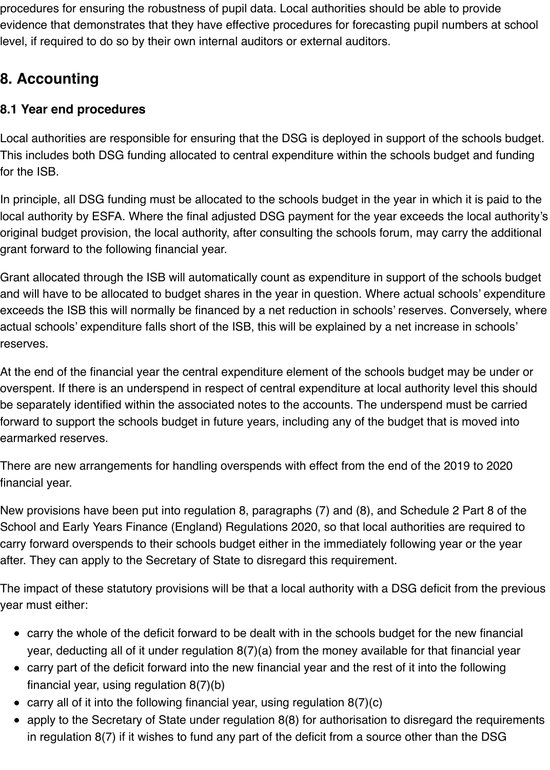procedures for ensuring the robustness of pupil data. Local authorities should be able to provide evidence that demonstrates that they have effective procedures for forecasting pupil numbers at school level, if required to do so by their own internal auditors or external auditors.

## 8. Accounting

### 8.1 Year end procedures

Local authorities are responsible for ensuring that the DSG is deployed in support of the schools budget. This includes both DSG funding allocated to central expenditure within the schools budget and funding for the ISB.

In principle, all DSG funding must be allocated to the schools budget in the year in which it is paid to the local authority by ESFA. Where the final adjusted DSG payment for the year exceeds the local authority's original budget provision, the local authority, after consulting the schools forum, may carry the additional grant forward to the following financial year.

Grant allocated through the ISB will automatically count as expenditure in support of the schools budget and will have to be allocated to budget shares in the year in question. Where actual schools' expenditure exceeds the ISB this will normally be financed by a net reduction in schools' reserves. Conversely, where actual schools' expenditure falls short of the ISB, this will be explained by a net increase in schools' reserves.

At the end of the financial year the central expenditure element of the schools budget may be under or overspent. If there is an underspend in respect of central expenditure at local authority level this should be separately identified within the associated notes to the accounts. The underspend must be carried forward to support the schools budget in future years, including any of the budget that is moved into earmarked reserves.

There are new arrangements for handling overspends with effect from the end of the 2019 to 2020 financial year.

New provisions have been put into regulation 8, paragraphs (7) and (8), and Schedule 2 Part 8 of the School and Early Years Finance (England) Regulations 2020, so that local authorities are required to carry forward overspends to their schools budget either in the immediately following year or the year after. They can apply to the Secretary of State to disregard this requirement.

The impact of these statutory provisions will be that a local authority with a DSG deficit from the previous year must either:

- carry the whole of the deficit forward to be dealt with in the schools budget for the new financial year, deducting all of it under regulation 8(7)(a) from the money available for that financial year
- carry part of the deficit forward into the new financial year and the rest of it into the following financial year, using regulation 8(7)(b)
- carry all of it into the following financial year, using regulation 8(7)(c)
- apply to the Secretary of State under regulation 8(8) for authorisation to disregard the requirements in regulation 8(7) if it wishes to fund any part of the deficit from a source other than the DSG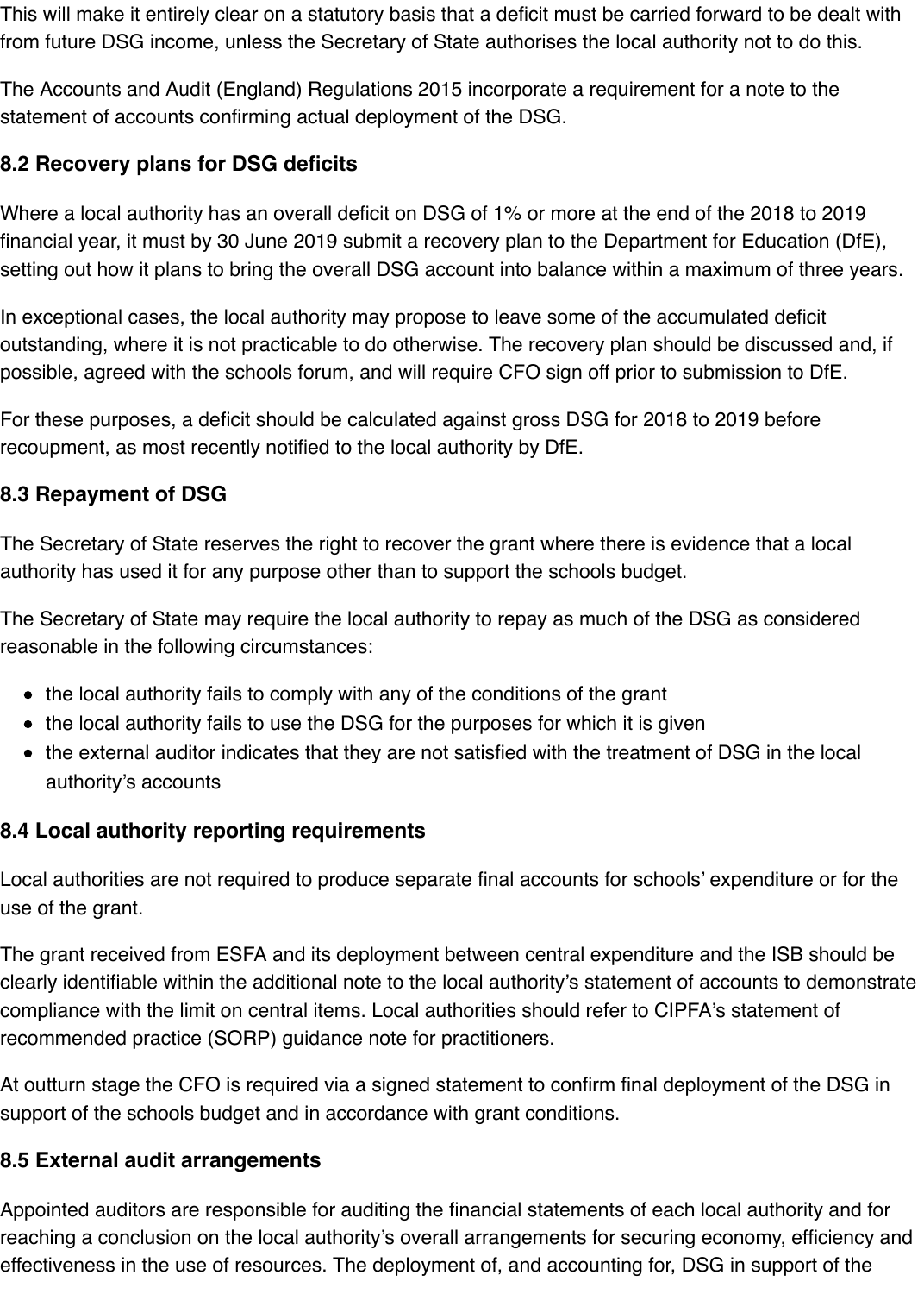This will make it entirely clear on a statutory basis that a deficit must be carried forward to be dealt with from future DSG income, unless the Secretary of State authorises the local authority not to do this.

The Accounts and Audit (England) Regulations 2015 incorporate a requirement for a note to the statement of accounts confirming actual deployment of the DSG.

### 8.2 Recovery plans for DSG deficits

Where a local authority has an overall deficit on DSG of 1% or more at the end of the 2018 to 2019 financial year, it must by 30 June 2019 submit a recovery plan to the Department for Education (DfE), setting out how it plans to bring the overall DSG account into balance within a maximum of three years.

In exceptional cases, the local authority may propose to leave some of the accumulated deficit outstanding, where it is not practicable to do otherwise. The recovery plan should be discussed and, if possible, agreed with the schools forum, and will require CFO sign off prior to submission to DfE.

For these purposes, a deficit should be calculated against gross DSG for 2018 to 2019 before recoupment, as most recently notified to the local authority by DfE.

### 8.3 Repayment of DSG

The Secretary of State reserves the right to recover the grant where there is evidence that a local authority has used it for any purpose other than to support the schools budget.

The Secretary of State may require the local authority to repay as much of the DSG as considered reasonable in the following circumstances:

- the local authority fails to comply with any of the conditions of the grant
- the local authority fails to use the DSG for the purposes for which it is given
- the external auditor indicates that they are not satisfied with the treatment of DSG in the local authority's accounts

### 8.4 Local authority reporting requirements

Local authorities are not required to produce separate final accounts for schools' expenditure or for the use of the grant.

The grant received from ESFA and its deployment between central expenditure and the ISB should be clearly identifiable within the additional note to the local authority's statement of accounts to demonstrate compliance with the limit on central items. Local authorities should refer to CIPFA's statement of recommended practice (SORP) guidance note for practitioners.

At outturn stage the CFO is required via a signed statement to confirm final deployment of the DSG in support of the schools budget and in accordance with grant conditions.

### 8.5 External audit arrangements

Appointed auditors are responsible for auditing the financial statements of each local authority and for reaching a conclusion on the local authority's overall arrangements for securing economy, efficiency and effectiveness in the use of resources. The deployment of, and accounting for, DSG in support of the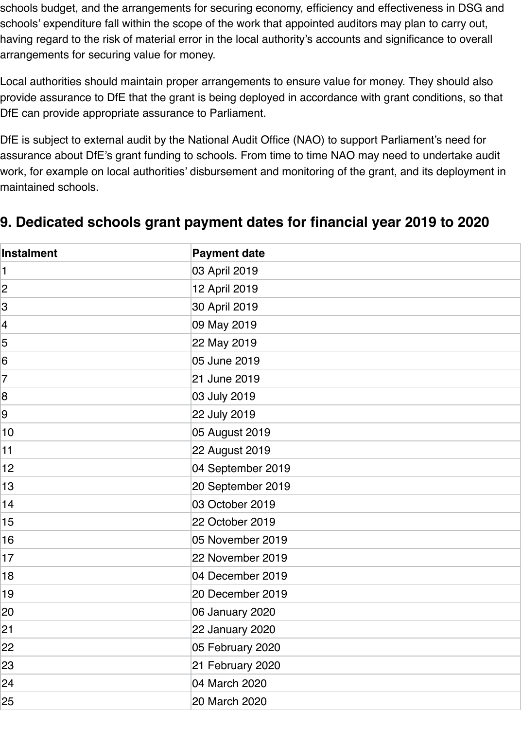schools budget, and the arrangements for securing economy, efficiency and effectiveness in DSG and schools' expenditure fall within the scope of the work that appointed auditors may plan to carry out, having regard to the risk of material error in the local authority's accounts and significance to overall arrangements for securing value for money.

Local authorities should maintain proper arrangements to ensure value for money. They should also provide assurance to DfE that the grant is being deployed in accordance with grant conditions, so that DfE can provide appropriate assurance to Parliament.

DfE is subject to external audit by the National Audit Office (NAO) to support Parliament's need for assurance about DfE's grant funding to schools. From time to time NAO may need to undertake audit work, for example on local authorities' disbursement and monitoring of the grant, and its deployment in maintained schools.

## 9. Dedicated schools grant payment dates for financial year 2019 to 2020

| Instalment | Payment date |
|---|---|
| 1 | 03 April 2019 |
| 2 | 12 April 2019 |
| 3 | 30 April 2019 |
| 4 | 09 May 2019 |
| 5 | 22 May 2019 |
| 6 | 05 June 2019 |
| 7 | 21 June 2019 |
| 8 | 03 July 2019 |
| 9 | 22 July 2019 |
| 10 | 05 August 2019 |
| 11 | 22 August 2019 |
| 12 | 04 September 2019 |
| 13 | 20 September 2019 |
| 14 | 03 October 2019 |
| 15 | 22 October 2019 |
| 16 | 05 November 2019 |
| 17 | 22 November 2019 |
| 18 | 04 December 2019 |
| 19 | 20 December 2019 |
| 20 | 06 January 2020 |
| 21 | 22 January 2020 |
| 22 | 05 February 2020 |
| 23 | 21 February 2020 |
| 24 | 04 March 2020 |
| 25 | 20 March 2020 |